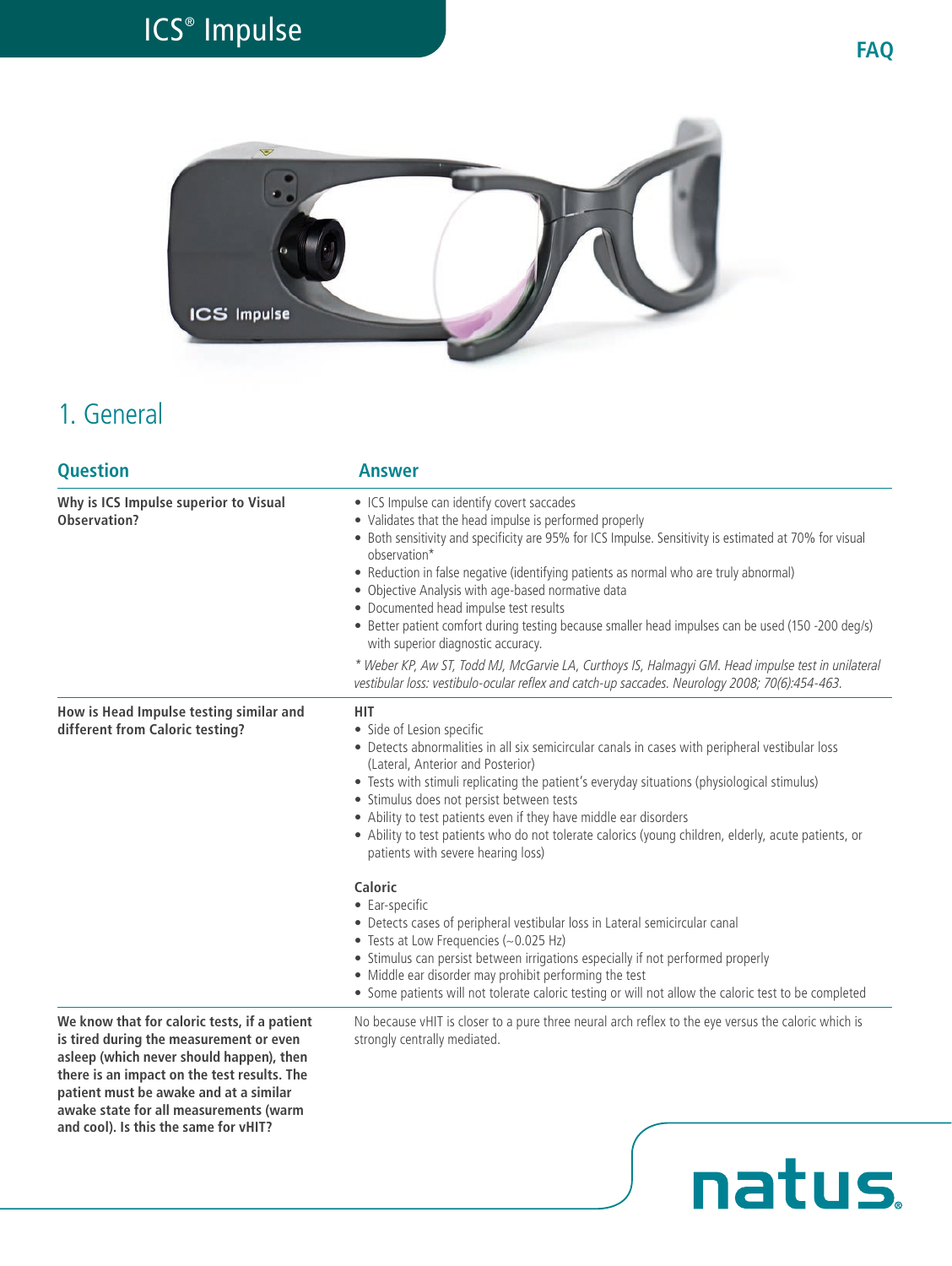# ICS® Impulse

FAQ

## 1. General

| Question | Answer |
|---|---|
| **Why is ICS Impulse superior to Visual Observation?** | • ICS Impulse can identify covert saccades<br>• Validates that the head impulse is performed properly<br>• Both sensitivity and specificity are 95% for ICS Impulse. Sensitivity is estimated at 70% for visual observation*<br>• Reduction in false negative (identifying patients as normal who are truly abnormal)<br>• Objective Analysis with age-based normative data<br>• Documented head impulse test results<br>• Better patient comfort during testing because smaller head impulses can be used (150 -200 deg/s) with superior diagnostic accuracy.<br><br>*\* Weber KP, Aw ST, Todd MJ, McGarvie LA, Curthoys IS, Halmagyi GM. Head impulse test in unilateral vestibular loss: vestibulo-ocular reflex and catch-up saccades. Neurology 2008; 70(6):454-463.* |
| **How is Head Impulse testing similar and different from Caloric testing?** | **HIT**<br>• Side of Lesion specific<br>• Detects abnormalities in all six semicircular canals in cases with peripheral vestibular loss (Lateral, Anterior and Posterior)<br>• Tests with stimuli replicating the patient's everyday situations (physiological stimulus)<br>• Stimulus does not persist between tests<br>• Ability to test patients even if they have middle ear disorders<br>• Ability to test patients who do not tolerate calorics (young children, elderly, acute patients, or patients with severe hearing loss)<br><br>**Caloric**<br>• Ear-specific<br>• Detects cases of peripheral vestibular loss in Lateral semicircular canal<br>• Tests at Low Frequencies (~0.025 Hz)<br>• Stimulus can persist between irrigations especially if not performed properly<br>• Middle ear disorder may prohibit performing the test<br>• Some patients will not tolerate caloric testing or will not allow the caloric test to be completed |
| **We know that for caloric tests, if a patient is tired during the measurement or even asleep (which never should happen), then there is an impact on the test results. The patient must be awake and at a similar awake state for all measurements (warm and cool). Is this the same for vHIT?** | No because vHIT is closer to a pure three neural arch reflex to the eye versus the caloric which is strongly centrally mediated. |

natus.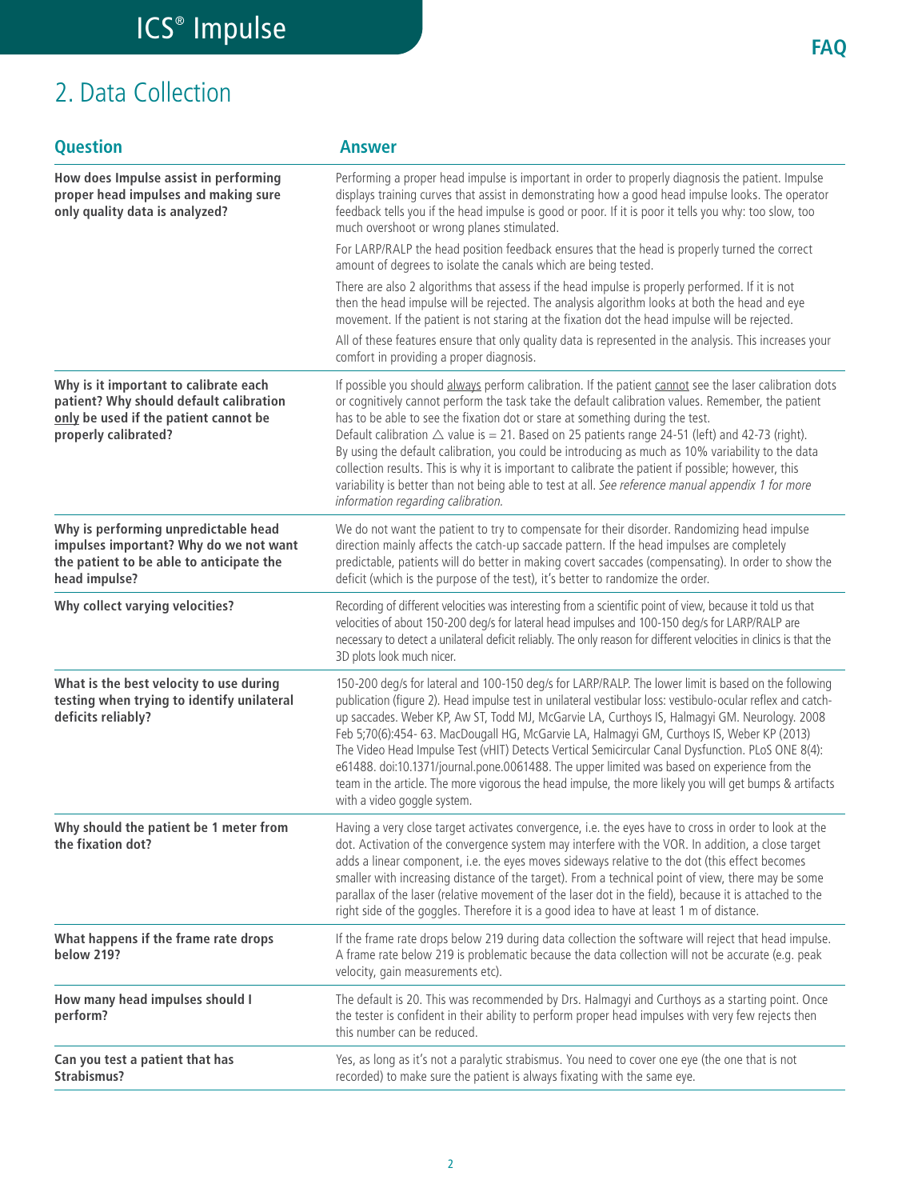## 2. Data Collection

| Question | Answer |
|---|---|
| **How does Impulse assist in performing proper head impulses and making sure only quality data is analyzed?** | Performing a proper head impulse is important in order to properly diagnosis the patient. Impulse displays training curves that assist in demonstrating how a good head impulse looks. The operator feedback tells you if the head impulse is good or poor. If it is poor it tells you why: too slow, too much overshoot or wrong planes stimulated.<br><br>For LARP/RALP the head position feedback ensures that the head is properly turned the correct amount of degrees to isolate the canals which are being tested.<br><br>There are also 2 algorithms that assess if the head impulse is properly performed. If it is not then the head impulse will be rejected. The analysis algorithm looks at both the head and eye movement. If the patient is not staring at the fixation dot the head impulse will be rejected.<br><br>All of these features ensure that only quality data is represented in the analysis. This increases your comfort in providing a proper diagnosis. |
| **Why is it important to calibrate each patient? Why should default calibration <u>only</u> be used if the patient cannot be properly calibrated?** | If possible you should <u>always</u> perform calibration. If the patient <u>cannot</u> see the laser calibration dots or cognitively cannot perform the task take the default calibration values. Remember, the patient has to be able to see the fixation dot or stare at something during the test.<br>Default calibration △ value is = 21. Based on 25 patients range 24-51 (left) and 42-73 (right).<br>By using the default calibration, you could be introducing as much as 10% variability to the data collection results. This is why it is important to calibrate the patient if possible; however, this variability is better than not being able to test at all. *See reference manual appendix 1 for more information regarding calibration.* |
| **Why is performing unpredictable head impulses important? Why do we not want the patient to be able to anticipate the head impulse?** | We do not want the patient to try to compensate for their disorder. Randomizing head impulse direction mainly affects the catch-up saccade pattern. If the head impulses are completely predictable, patients will do better in making covert saccades (compensating). In order to show the deficit (which is the purpose of the test), it's better to randomize the order. |
| **Why collect varying velocities?** | Recording of different velocities was interesting from a scientific point of view, because it told us that velocities of about 150-200 deg/s for lateral head impulses and 100-150 deg/s for LARP/RALP are necessary to detect a unilateral deficit reliably. The only reason for different velocities in clinics is that the 3D plots look much nicer. |
| **What is the best velocity to use during testing when trying to identify unilateral deficits reliably?** | 150-200 deg/s for lateral and 100-150 deg/s for LARP/RALP. The lower limit is based on the following publication (figure 2). Head impulse test in unilateral vestibular loss: vestibulo-ocular reflex and catch-up saccades. Weber KP, Aw ST, Todd MJ, McGarvie LA, Curthoys IS, Halmagyi GM. Neurology. 2008 Feb 5;70(6):454- 63. MacDougall HG, McGarvie LA, Halmagyi GM, Curthoys IS, Weber KP (2013) The Video Head Impulse Test (vHIT) Detects Vertical Semicircular Canal Dysfunction. PLoS ONE 8(4): e61488. doi:10.1371/journal.pone.0061488. The upper limited was based on experience from the team in the article. The more vigorous the head impulse, the more likely you will get bumps & artifacts with a video goggle system. |
| **Why should the patient be 1 meter from the fixation dot?** | Having a very close target activates convergence, i.e. the eyes have to cross in order to look at the dot. Activation of the convergence system may interfere with the VOR. In addition, a close target adds a linear component, i.e. the eyes moves sideways relative to the dot (this effect becomes smaller with increasing distance of the target). From a technical point of view, there may be some parallax of the laser (relative movement of the laser dot in the field), because it is attached to the right side of the goggles. Therefore it is a good idea to have at least 1 m of distance. |
| **What happens if the frame rate drops below 219?** | If the frame rate drops below 219 during data collection the software will reject that head impulse. A frame rate below 219 is problematic because the data collection will not be accurate (e.g. peak velocity, gain measurements etc). |
| **How many head impulses should I perform?** | The default is 20. This was recommended by Drs. Halmagyi and Curthoys as a starting point. Once the tester is confident in their ability to perform proper head impulses with very few rejects then this number can be reduced. |
| **Can you test a patient that has Strabismus?** | Yes, as long as it's not a paralytic strabismus. You need to cover one eye (the one that is not recorded) to make sure the patient is always fixating with the same eye. |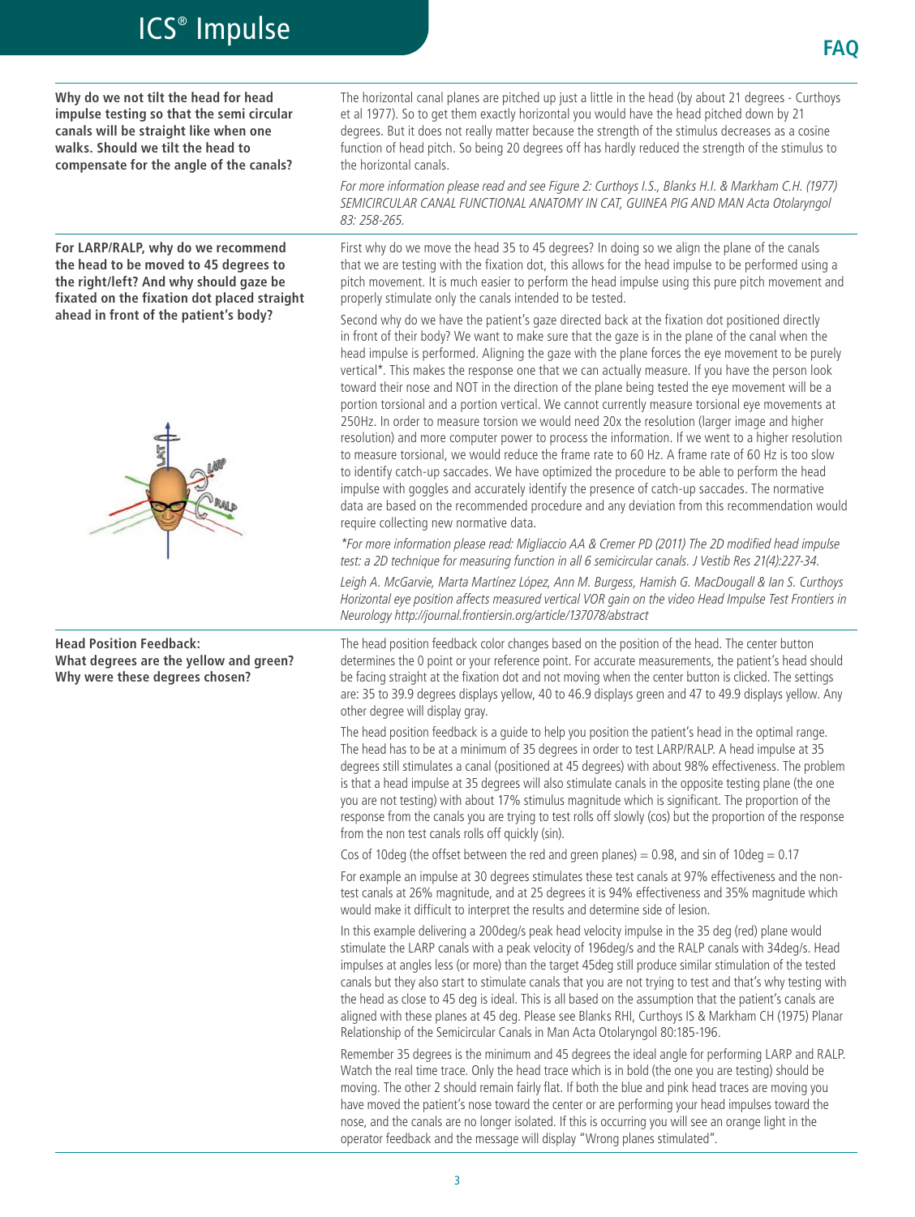**Why do we not tilt the head for head impulse testing so that the semi circular canals will be straight like when one walks. Should we tilt the head to compensate for the angle of the canals?**

The horizontal canal planes are pitched up just a little in the head (by about 21 degrees - Curthoys et al 1977). So to get them exactly horizontal you would have the head pitched down by 21 degrees. But it does not really matter because the strength of the stimulus decreases as a cosine function of head pitch. So being 20 degrees off has hardly reduced the strength of the stimulus to the horizontal canals.

*For more information please read and see Figure 2: Curthoys I.S., Blanks H.I. & Markham C.H. (1977) SEMICIRCULAR CANAL FUNCTIONAL ANATOMY IN CAT, GUINEA PIG AND MAN Acta Otolaryngol 83: 258-265.*

**For LARP/RALP, why do we recommend the head to be moved to 45 degrees to the right/left? And why should gaze be fixated on the fixation dot placed straight ahead in front of the patient's body?**

First why do we move the head 35 to 45 degrees? In doing so we align the plane of the canals that we are testing with the fixation dot, this allows for the head impulse to be performed using a pitch movement. It is much easier to perform the head impulse using this pure pitch movement and properly stimulate only the canals intended to be tested.

Second why do we have the patient's gaze directed back at the fixation dot positioned directly in front of their body? We want to make sure that the gaze is in the plane of the canal when the head impulse is performed. Aligning the gaze with the plane forces the eye movement to be purely vertical*. This makes the response one that we can actually measure. If you have the person look toward their nose and NOT in the direction of the plane being tested the eye movement will be a portion torsional and a portion vertical. We cannot currently measure torsional eye movements at 250Hz. In order to measure torsion we would need 20x the resolution (larger image and higher resolution) and more computer power to process the information. If we went to a higher resolution to measure torsional, we would reduce the frame rate to 60 Hz. A frame rate of 60 Hz is too slow to identify catch-up saccades. We have optimized the procedure to be able to perform the head impulse with goggles and accurately identify the presence of catch-up saccades. The normative data are based on the recommended procedure and any deviation from this recommendation would require collecting new normative data.

*\*For more information please read: Migliaccio AA & Cremer PD (2011) The 2D modified head impulse test: a 2D technique for measuring function in all 6 semicircular canals. J Vestib Res 21(4):227-34.*

*Leigh A. McGarvie, Marta Martínez López, Ann M. Burgess, Hamish G. MacDougall & Ian S. Curthoys Horizontal eye position affects measured vertical VOR gain on the video Head Impulse Test Frontiers in Neurology http://journal.frontiersin.org/article/137078/abstract*

**Head Position Feedback: What degrees are the yellow and green? Why were these degrees chosen?**

The head position feedback color changes based on the position of the head. The center button determines the 0 point or your reference point. For accurate measurements, the patient's head should be facing straight at the fixation dot and not moving when the center button is clicked. The settings are: 35 to 39.9 degrees displays yellow, 40 to 46.9 displays green and 47 to 49.9 displays yellow. Any other degree will display gray.

The head position feedback is a guide to help you position the patient's head in the optimal range. The head has to be at a minimum of 35 degrees in order to test LARP/RALP. A head impulse at 35 degrees still stimulates a canal (positioned at 45 degrees) with about 98% effectiveness. The problem is that a head impulse at 35 degrees will also stimulate canals in the opposite testing plane (the one you are not testing) with about 17% stimulus magnitude which is significant. The proportion of the response from the canals you are trying to test rolls off slowly (cos) but the proportion of the response from the non test canals rolls off quickly (sin).

Cos of 10deg (the offset between the red and green planes) = 0.98, and sin of 10deg = 0.17

For example an impulse at 30 degrees stimulates these test canals at 97% effectiveness and the non-test canals at 26% magnitude, and at 25 degrees it is 94% effectiveness and 35% magnitude which would make it difficult to interpret the results and determine side of lesion.

In this example delivering a 200deg/s peak head velocity impulse in the 35 deg (red) plane would stimulate the LARP canals with a peak velocity of 196deg/s and the RALP canals with 34deg/s. Head impulses at angles less (or more) than the target 45deg still produce similar stimulation of the tested canals but they also start to stimulate canals that you are not trying to test and that's why testing with the head as close to 45 deg is ideal. This is all based on the assumption that the patient's canals are aligned with these planes at 45 deg. Please see Blanks RHI, Curthoys IS & Markham CH (1975) Planar Relationship of the Semicircular Canals in Man Acta Otolaryngol 80:185-196.

Remember 35 degrees is the minimum and 45 degrees the ideal angle for performing LARP and RALP. Watch the real time trace. Only the head trace which is in bold (the one you are testing) should be moving. The other 2 should remain fairly flat. If both the blue and pink head traces are moving you have moved the patient's nose toward the center or are performing your head impulses toward the nose, and the canals are no longer isolated. If this is occurring you will see an orange light in the operator feedback and the message will display "Wrong planes stimulated".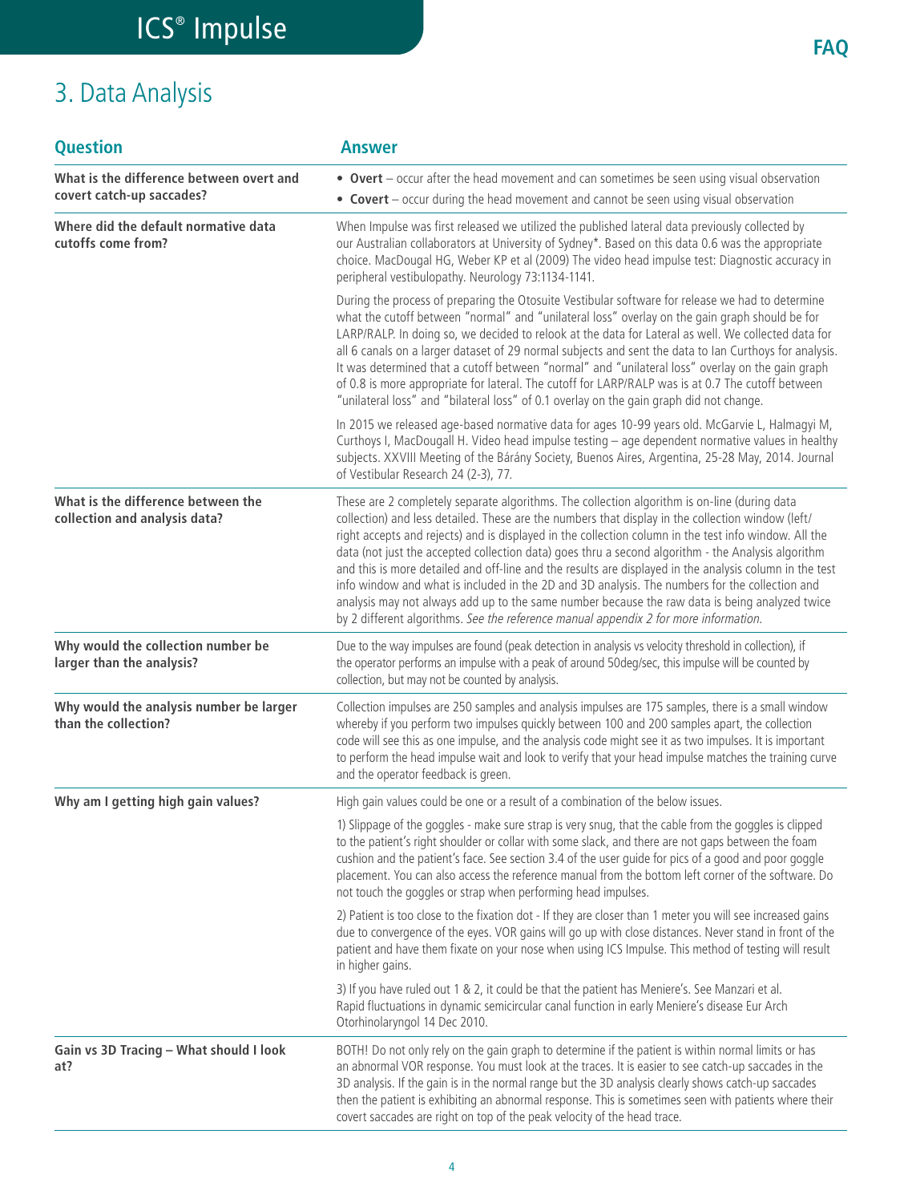# 3. Data Analysis

| Question | Answer |
|---|---|
| **What is the difference between overt and covert catch-up saccades?** | • **Overt** – occur after the head movement and can sometimes be seen using visual observation<br>• **Covert** – occur during the head movement and cannot be seen using visual observation |
| **Where did the default normative data cutoffs come from?** | When Impulse was first released we utilized the published lateral data previously collected by our Australian collaborators at University of Sydney*. Based on this data 0.6 was the appropriate choice. MacDougal HG, Weber KP et al (2009) The video head impulse test: Diagnostic accuracy in peripheral vestibulopathy. Neurology 73:1134-1141.<br><br>During the process of preparing the Otosuite Vestibular software for release we had to determine what the cutoff between "normal" and "unilateral loss" overlay on the gain graph should be for LARP/RALP. In doing so, we decided to relook at the data for Lateral as well. We collected data for all 6 canals on a larger dataset of 29 normal subjects and sent the data to Ian Curthoys for analysis. It was determined that a cutoff between "normal" and "unilateral loss" overlay on the gain graph of 0.8 is more appropriate for lateral. The cutoff for LARP/RALP was is at 0.7 The cutoff between "unilateral loss" and "bilateral loss" of 0.1 overlay on the gain graph did not change.<br><br>In 2015 we released age-based normative data for ages 10-99 years old. McGarvie L, Halmagyi M, Curthoys I, MacDougall H. Video head impulse testing – age dependent normative values in healthy subjects. XXVIII Meeting of the Bárány Society, Buenos Aires, Argentina, 25-28 May, 2014. Journal of Vestibular Research 24 (2-3), 77. |
| **What is the difference between the collection and analysis data?** | These are 2 completely separate algorithms. The collection algorithm is on-line (during data collection) and less detailed. These are the numbers that display in the collection window (left/right accepts and rejects) and is displayed in the collection column in the test info window. All the data (not just the accepted collection data) goes thru a second algorithm - the Analysis algorithm and this is more detailed and off-line and the results are displayed in the analysis column in the test info window and what is included in the 2D and 3D analysis. The numbers for the collection and analysis may not always add up to the same number because the raw data is being analyzed twice by 2 different algorithms. *See the reference manual appendix 2 for more information.* |
| **Why would the collection number be larger than the analysis?** | Due to the way impulses are found (peak detection in analysis vs velocity threshold in collection), if the operator performs an impulse with a peak of around 50deg/sec, this impulse will be counted by collection, but may not be counted by analysis. |
| **Why would the analysis number be larger than the collection?** | Collection impulses are 250 samples and analysis impulses are 175 samples, there is a small window whereby if you perform two impulses quickly between 100 and 200 samples apart, the collection code will see this as one impulse, and the analysis code might see it as two impulses. It is important to perform the head impulse wait and look to verify that your head impulse matches the training curve and the operator feedback is green. |
| **Why am I getting high gain values?** | High gain values could be one or a result of a combination of the below issues.<br><br>1) Slippage of the goggles - make sure strap is very snug, that the cable from the goggles is clipped to the patient's right shoulder or collar with some slack, and there are not gaps between the foam cushion and the patient's face. See section 3.4 of the user guide for pics of a good and poor goggle placement. You can also access the reference manual from the bottom left corner of the software. Do not touch the goggles or strap when performing head impulses.<br><br>2) Patient is too close to the fixation dot - If they are closer than 1 meter you will see increased gains due to convergence of the eyes. VOR gains will go up with close distances. Never stand in front of the patient and have them fixate on your nose when using ICS Impulse. This method of testing will result in higher gains.<br><br>3) If you have ruled out 1 & 2, it could be that the patient has Meniere's. See Manzari et al. Rapid fluctuations in dynamic semicircular canal function in early Meniere's disease Eur Arch Otorhinolaryngol 14 Dec 2010. |
| **Gain vs 3D Tracing – What should I look at?** | BOTH! Do not only rely on the gain graph to determine if the patient is within normal limits or has an abnormal VOR response. You must look at the traces. It is easier to see catch-up saccades in the 3D analysis. If the gain is in the normal range but the 3D analysis clearly shows catch-up saccades then the patient is exhibiting an abnormal response. This is sometimes seen with patients where their covert saccades are right on top of the peak velocity of the head trace. |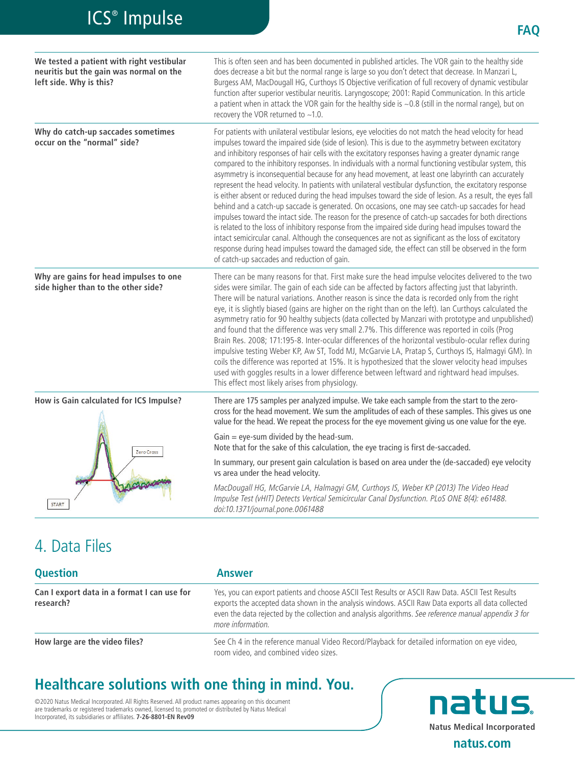| | |
|---|---|
| **We tested a patient with right vestibular neuritis but the gain was normal on the left side. Why is this?** | This is often seen and has been documented in published articles. The VOR gain to the healthy side does decrease a bit but the normal range is large so you don't detect that decrease. In Manzari L, Burgess AM, MacDougall HG, Curthoys IS Objective verification of full recovery of dynamic vestibular function after superior vestibular neuritis. Laryngoscope; 2001: Rapid Communication. In this article a patient when in attack the VOR gain for the healthy side is ~0.8 (still in the normal range), but on recovery the VOR returned to ~1.0. |
| **Why do catch-up saccades sometimes occur on the "normal" side?** | For patients with unilateral vestibular lesions, eye velocities do not match the head velocity for head impulses toward the impaired side (side of lesion). This is due to the asymmetry between excitatory and inhibitory responses of hair cells with the excitatory responses having a greater dynamic range compared to the inhibitory responses. In individuals with a normal functioning vestibular system, this asymmetry is inconsequential because for any head movement, at least one labyrinth can accurately represent the head velocity. In patients with unilateral vestibular dysfunction, the excitatory response is either absent or reduced during the head impulses toward the side of lesion. As a result, the eyes fall behind and a catch-up saccade is generated. On occasions, one may see catch-up saccades for head impulses toward the intact side. The reason for the presence of catch-up saccades for both directions is related to the loss of inhibitory response from the impaired side during head impulses toward the intact semicircular canal. Although the consequences are not as significant as the loss of excitatory response during head impulses toward the damaged side, the effect can still be observed in the form of catch-up saccades and reduction of gain. |
| **Why are gains for head impulses to one side higher than to the other side?** | There can be many reasons for that. First make sure the head impulse velocites delivered to the two sides were similar. The gain of each side can be affected by factors affecting just that labyrinth. There will be natural variations. Another reason is since the data is recorded only from the right eye, it is slightly biased (gains are higher on the right than on the left). Ian Curthoys calculated the asymmetry ratio for 90 healthy subjects (data collected by Manzari with prototype and unpublished) and found that the difference was very small 2.7%. This difference was reported in coils (Prog Brain Res. 2008; 171:195-8. Inter-ocular differences of the horizontal vestibulo-ocular reflex during impulsive testing Weber KP, Aw ST, Todd MJ, McGarvie LA, Pratap S, Curthoys IS, Halmagyi GM). In coils the difference was reported at 15%. It is hypothesized that the slower velocity head impulses used with goggles results in a lower difference between leftward and rightward head impulses. This effect most likely arises from physiology. |
| **How is Gain calculated for ICS Impulse?**<br><br>Zero Cross<br>START | There are 175 samples per analyzed impulse. We take each sample from the start to the zero-cross for the head movement. We sum the amplitudes of each of these samples. This gives us one value for the head. We repeat the process for the eye movement giving us one value for the eye.<br><br>Gain = eye-sum divided by the head-sum.<br>Note that for the sake of this calculation, the eye tracing is first de-saccaded.<br><br>In summary, our present gain calculation is based on area under the (de-saccaded) eye velocity vs area under the head velocity.<br><br>*MacDougall HG, McGarvie LA, Halmagyi GM, Curthoys IS, Weber KP (2013) The Video Head Impulse Test (vHIT) Detects Vertical Semicircular Canal Dysfunction. PLoS ONE 8(4): e61488. doi:10.1371/journal.pone.0061488* |

## 4. Data Files

| Question | Answer |
|---|---|
| **Can I export data in a format I can use for research?** | Yes, you can export patients and choose ASCII Test Results or ASCII Raw Data. ASCII Test Results exports the accepted data shown in the analysis windows. ASCII Raw Data exports all data collected even the data rejected by the collection and analysis algorithms. *See reference manual appendix 3 for more information.* |
| **How large are the video files?** | See Ch 4 in the reference manual Video Record/Playback for detailed information on eye video, room video, and combined video sizes. |

## Healthcare solutions with one thing in mind. You.

©2020 Natus Medical Incorporated. All Rights Reserved. All product names appearing on this document are trademarks or registered trademarks owned, licensed to, promoted or distributed by Natus Medical Incorporated, its subsidiaries or affiliates. **7-26-8801-EN Rev09**

natus

Natus Medical Incorporated

natus.com